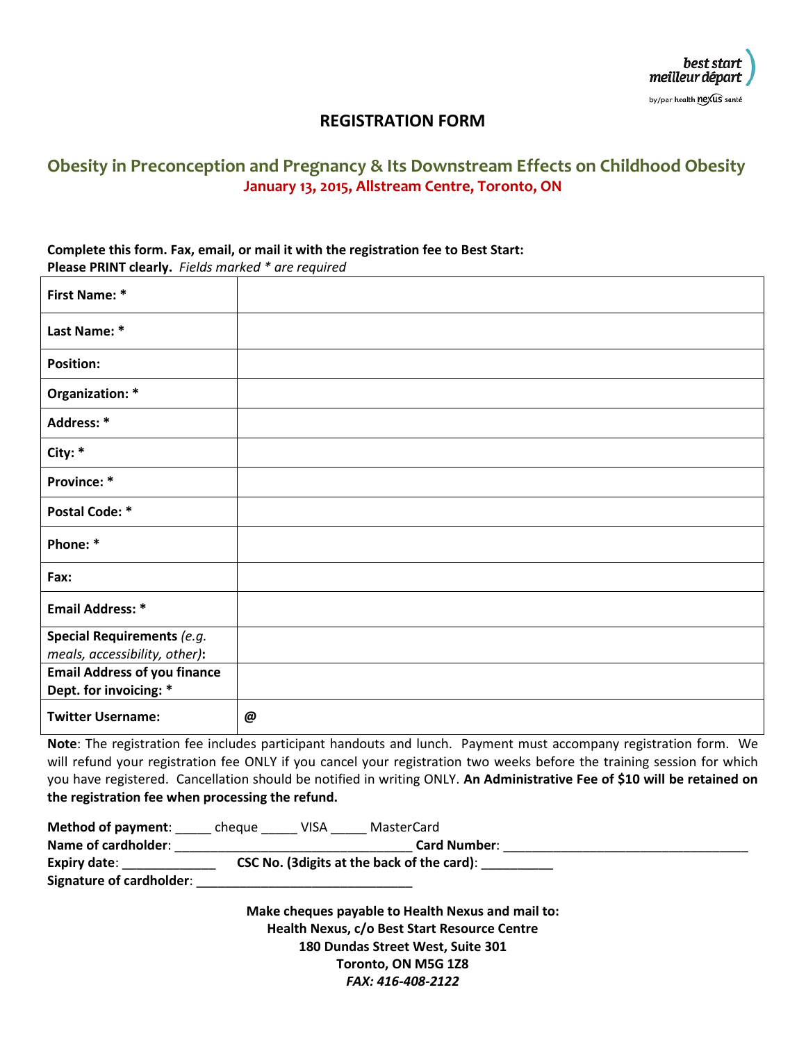best start
meilleur départ
by/par health nexus santé

# REGISTRATION FORM

## Obesity in Preconception and Pregnancy & Its Downstream Effects on Childhood Obesity

**January 13, 2015, Allstream Centre, Toronto, ON**

**Complete this form. Fax, email, or mail it with the registration fee to Best Start:**
**Please PRINT clearly.** *Fields marked * are required*

| | |
|---|---|
| **First Name: *** | |
| **Last Name: *** | |
| **Position:** | |
| **Organization: *** | |
| **Address: *** | |
| **City: *** | |
| **Province: *** | |
| **Postal Code: *** | |
| **Phone: *** | |
| **Fax:** | |
| **Email Address: *** | |
| **Special Requirements** *(e.g. meals, accessibility, other)***:** | |
| **Email Address of you finance Dept. for invoicing: *** | |
| **Twitter Username:** | **@** |

**Note**: The registration fee includes participant handouts and lunch. Payment must accompany registration form. We will refund your registration fee ONLY if you cancel your registration two weeks before the training session for which you have registered. Cancellation should be notified in writing ONLY. **An Administrative Fee of $10 will be retained on the registration fee when processing the refund.**

**Method of payment**: _____ cheque _____ VISA _____ MasterCard
**Name of cardholder**: ________________________________ **Card Number**: _________________________________
**Expiry date**: _____________ **CSC No. (3digits at the back of the card)**: __________
**Signature of cardholder**: _____________________________

**Make cheques payable to Health Nexus and mail to:**
**Health Nexus, c/o Best Start Resource Centre**
**180 Dundas Street West, Suite 301**
**Toronto, ON M5G 1Z8**
***FAX: 416-408-2122***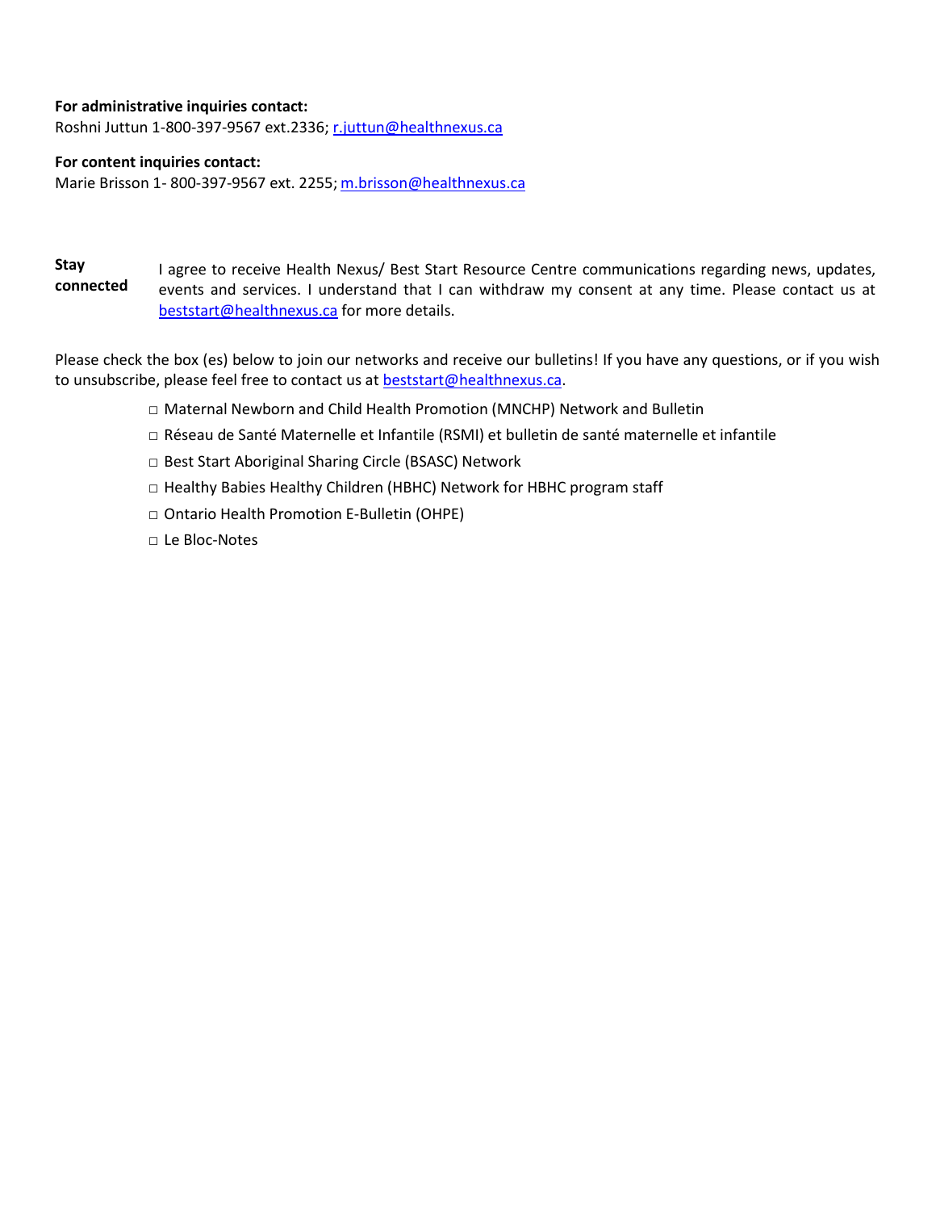**For administrative inquiries contact:**
Roshni Juttun 1-800-397-9567 ext.2336; r.juttun@healthnexus.ca

**For content inquiries contact:**
Marie Brisson 1- 800-397-9567 ext. 2255; m.brisson@healthnexus.ca

**Stay connected**

I agree to receive Health Nexus/ Best Start Resource Centre communications regarding news, updates, events and services. I understand that I can withdraw my consent at any time. Please contact us at beststart@healthnexus.ca for more details.

Please check the box (es) below to join our networks and receive our bulletins! If you have any questions, or if you wish to unsubscribe, please feel free to contact us at beststart@healthnexus.ca.

- □ Maternal Newborn and Child Health Promotion (MNCHP) Network and Bulletin
- □ Réseau de Santé Maternelle et Infantile (RSMI) et bulletin de santé maternelle et infantile
- □ Best Start Aboriginal Sharing Circle (BSASC) Network
- □ Healthy Babies Healthy Children (HBHC) Network for HBHC program staff
- □ Ontario Health Promotion E-Bulletin (OHPE)
- □ Le Bloc-Notes